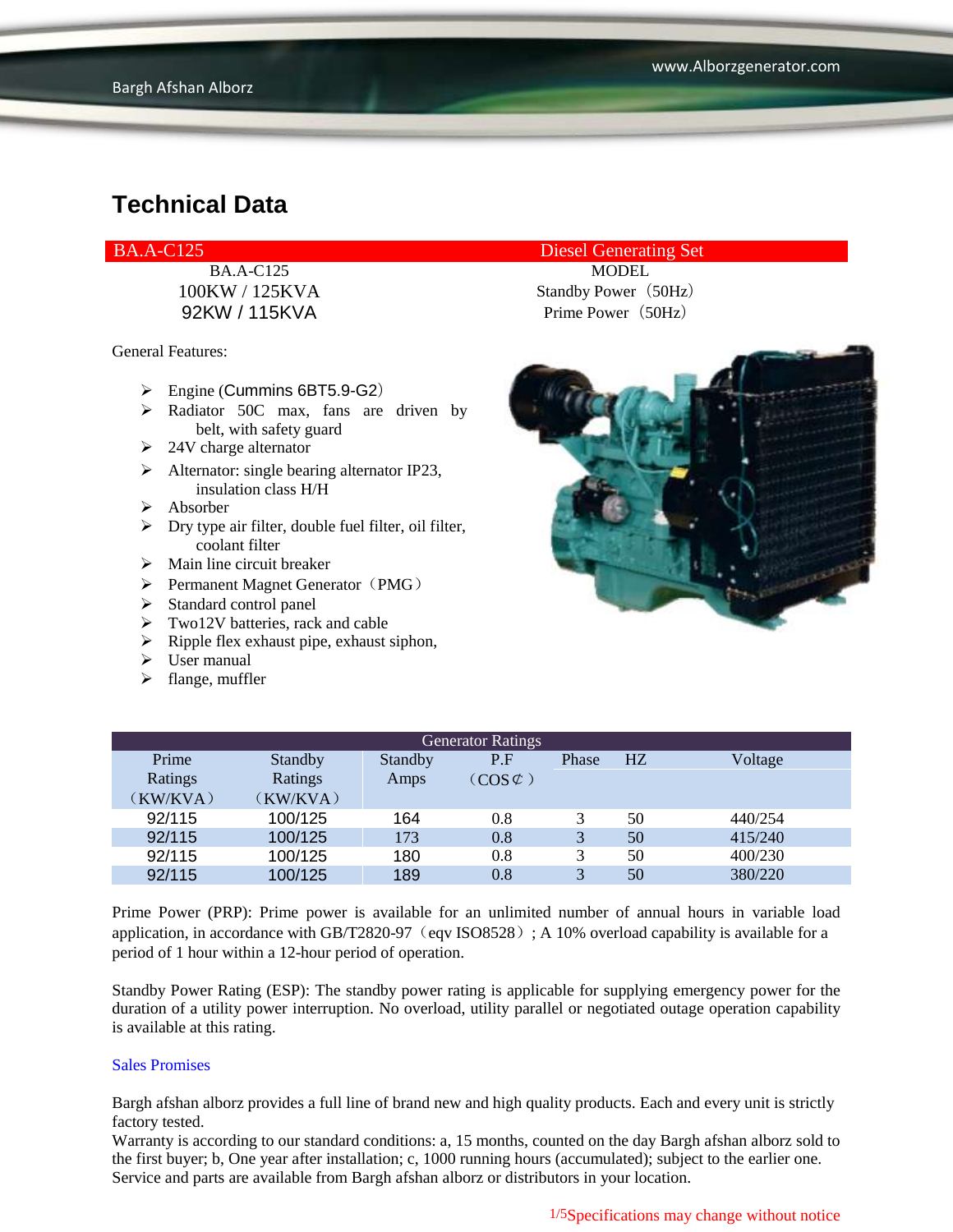# Technical Data

| BA.A-C125 | Diesel Generating Set |
|---|---|
| BA.A-C125 | MODEL |
| 100KW / 125KVA | Standby Power（50Hz） |
| 92KW / 115KVA | Prime Power（50Hz） |

General Features:

- Engine (Cummins 6BT5.9-G2）
- Radiator 50C max, fans are driven by belt, with safety guard
- 24V charge alternator
- Alternator: single bearing alternator IP23, insulation class H/H
- Absorber
- Dry type air filter, double fuel filter, oil filter, coolant filter
- Main line circuit breaker
- Permanent Magnet Generator（PMG）
- Standard control panel
- Two12V batteries, rack and cable
- Ripple flex exhaust pipe, exhaust siphon,
- User manual
- flange, muffler

| Generator Ratings | | | | | | |
|---|---|---|---|---|---|---|
| Prime Ratings （KW/KVA） | Standby Ratings （KW/KVA） | Standby Amps | P.F （COS⊄） | Phase | HZ | Voltage |
| 92/115 | 100/125 | 164 | 0.8 | 3 | 50 | 440/254 |
| 92/115 | 100/125 | 173 | 0.8 | 3 | 50 | 415/240 |
| 92/115 | 100/125 | 180 | 0.8 | 3 | 50 | 400/230 |
| 92/115 | 100/125 | 189 | 0.8 | 3 | 50 | 380/220 |

Prime Power (PRP): Prime power is available for an unlimited number of annual hours in variable load application, in accordance with GB/T2820-97（eqv ISO8528）; A 10% overload capability is available for a period of 1 hour within a 12-hour period of operation.

Standby Power Rating (ESP): The standby power rating is applicable for supplying emergency power for the duration of a utility power interruption. No overload, utility parallel or negotiated outage operation capability is available at this rating.

Sales Promises

Bargh afshan alborz provides a full line of brand new and high quality products. Each and every unit is strictly factory tested.
Warranty is according to our standard conditions: a, 15 months, counted on the day Bargh afshan alborz sold to the first buyer; b, One year after installation; c, 1000 running hours (accumulated); subject to the earlier one.
Service and parts are available from Bargh afshan alborz or distributors in your location.

Specifications may change without notice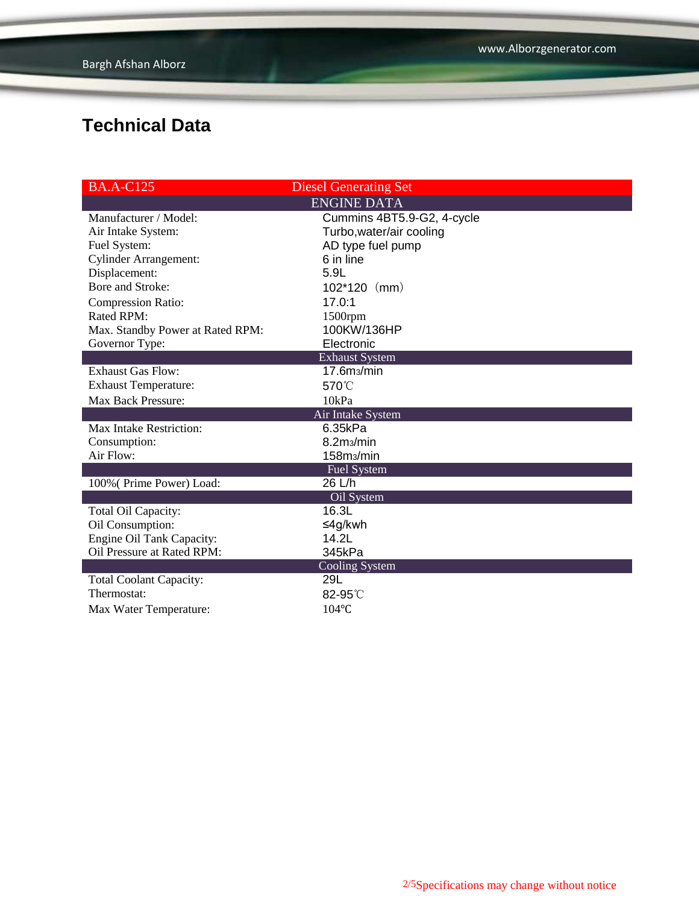## Technical Data

| BA.A-C125 | Diesel Generating Set |
|---|---|
| | ENGINE DATA |
| Manufacturer / Model: | Cummins 4BT5.9-G2, 4-cycle |
| Air Intake System: | Turbo,water/air cooling |
| Fuel System: | AD type fuel pump |
| Cylinder Arrangement: | 6 in line |
| Displacement: | 5.9L |
| Bore and Stroke: | 102*120（mm） |
| Compression Ratio: | 17.0:1 |
| Rated RPM: | 1500rpm |
| Max. Standby Power at Rated RPM: | 100KW/136HP |
| Governor Type: | Electronic |
| | Exhaust System |
| Exhaust Gas Flow: | 17.6m3/min |
| Exhaust Temperature: | 570℃ |
| Max Back Pressure: | 10kPa |
| | Air Intake System |
| Max Intake Restriction: | 6.35kPa |
| Consumption: | 8.2m3/min |
| Air Flow: | 158m3/min |
| | Fuel System |
| 100%( Prime Power) Load: | 26 L/h |
| | Oil System |
| Total Oil Capacity: | 16.3L |
| Oil Consumption: | ≤4g/kwh |
| Engine Oil Tank Capacity: | 14.2L |
| Oil Pressure at Rated RPM: | 345kPa |
| | Cooling System |
| Total Coolant Capacity: | 29L |
| Thermostat: | 82-95℃ |
| Max Water Temperature: | 104℃ |

Specifications may change without notice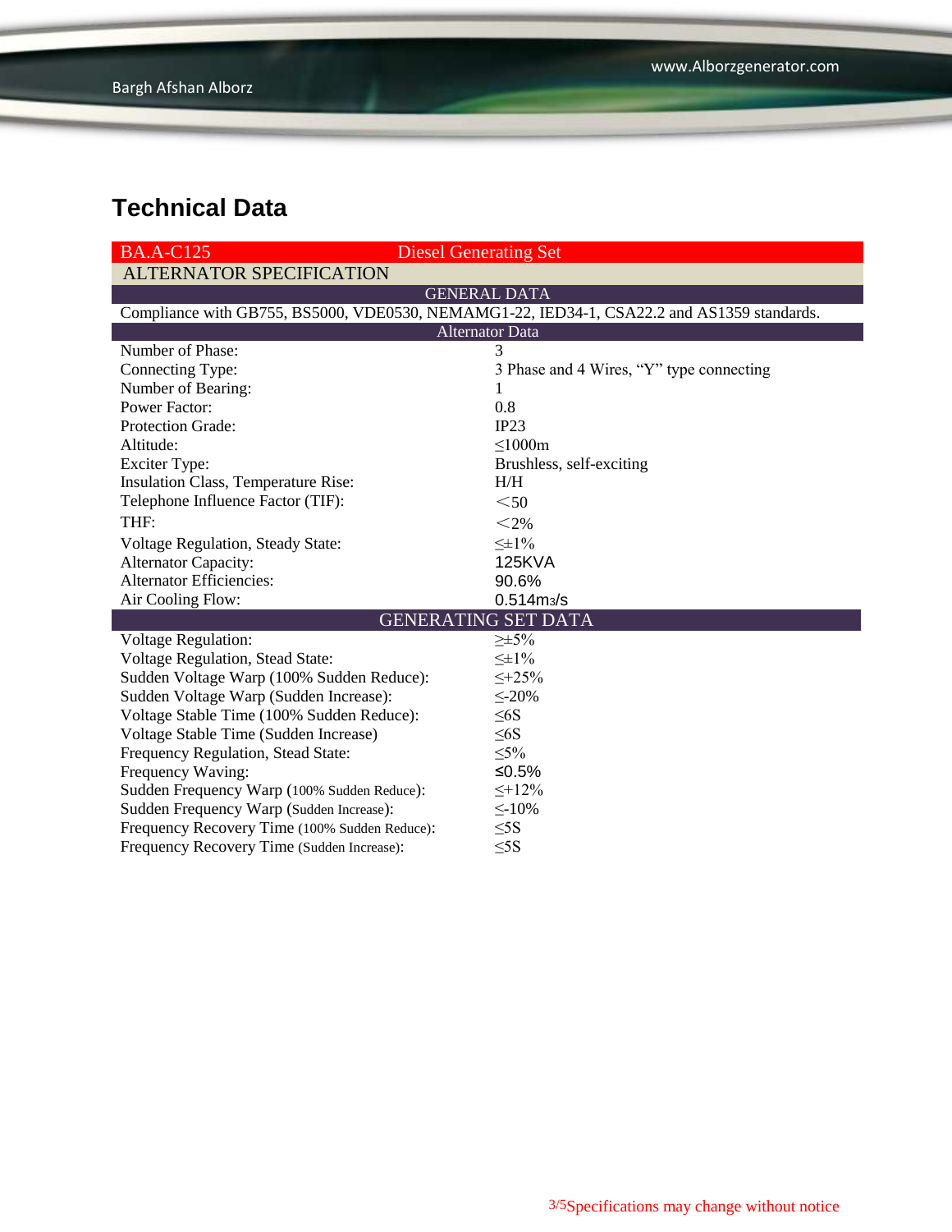## Technical Data

| BA.A-C125 | Diesel Generating Set |
|---|---|
| ALTERNATOR SPECIFICATION | |
| GENERAL DATA | |
| Compliance with GB755, BS5000, VDE0530, NEMAMG1-22, IED34-1, CSA22.2 and AS1359 standards. | |
| Alternator Data | |
| Number of Phase: | 3 |
| Connecting Type: | 3 Phase and 4 Wires, “Y” type connecting |
| Number of Bearing: | 1 |
| Power Factor: | 0.8 |
| Protection Grade: | IP23 |
| Altitude: | ≤1000m |
| Exciter Type: | Brushless, self-exciting |
| Insulation Class, Temperature Rise: | H/H |
| Telephone Influence Factor (TIF): | ＜50 |
| THF: | ＜2% |
| Voltage Regulation, Steady State: | ≤±1% |
| Alternator Capacity: | 125KVA |
| Alternator Efficiencies: | 90.6% |
| Air Cooling Flow: | 0.514m3/s |
| GENERATING SET DATA | |
| Voltage Regulation: | ≥±5% |
| Voltage Regulation, Stead State: | ≤±1% |
| Sudden Voltage Warp (100% Sudden Reduce): | ≤+25% |
| Sudden Voltage Warp (Sudden Increase): | ≤-20% |
| Voltage Stable Time (100% Sudden Reduce): | ≤6S |
| Voltage Stable Time (Sudden Increase) | ≤6S |
| Frequency Regulation, Stead State: | ≤5% |
| Frequency Waving: | ≤0.5% |
| Sudden Frequency Warp (100% Sudden Reduce): | ≤+12% |
| Sudden Frequency Warp (Sudden Increase): | ≤-10% |
| Frequency Recovery Time (100% Sudden Reduce): | ≤5S |
| Frequency Recovery Time (Sudden Increase): | ≤5S |

Specifications may change without notice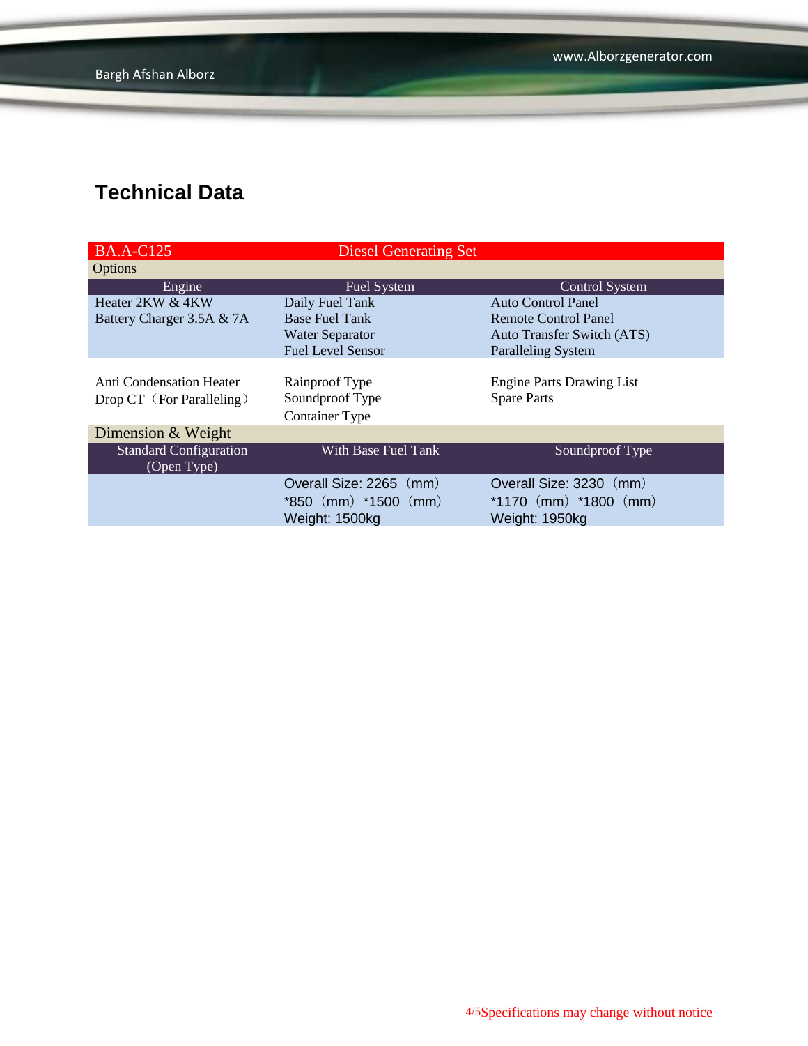# Technical Data

| BA.A-C125 | Diesel Generating Set | |
|---|---|---|
| Options | | |
| Engine | Fuel System | Control System |
| Heater 2KW & 4KW<br>Battery Charger 3.5A & 7A | Daily Fuel Tank<br>Base Fuel Tank<br>Water Separator<br>Fuel Level Sensor | Auto Control Panel<br>Remote Control Panel<br>Auto Transfer Switch (ATS)<br>Paralleling System |
| Anti Condensation Heater<br>Drop CT（For Paralleling） | Rainproof Type<br>Soundproof Type<br>Container Type | Engine Parts Drawing List<br>Spare Parts |
| Dimension & Weight | | |
| Standard Configuration (Open Type) | With Base Fuel Tank | Soundproof Type |
| | Overall Size: 2265（mm）*850（mm）*1500（mm）<br>Weight: 1500kg | Overall Size: 3230（mm）*1170（mm）*1800（mm）<br>Weight: 1950kg |

Specifications may change without notice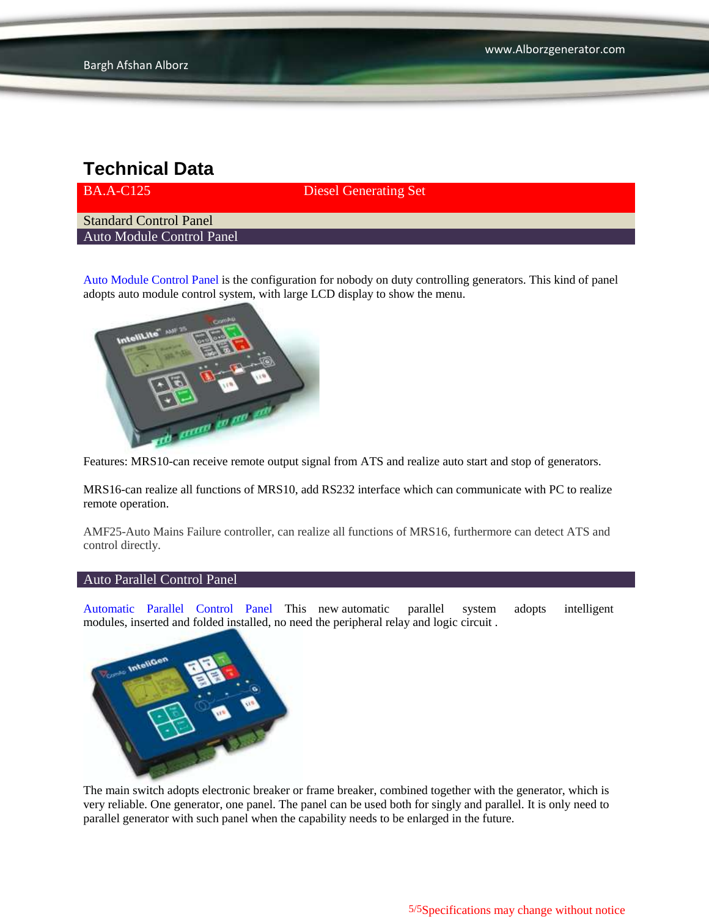## Technical Data

| BA.A-C125 | Diesel Generating Set |
|---|---|

Standard Control Panel

### Auto Module Control Panel

Auto Module Control Panel is the configuration for nobody on duty controlling generators. This kind of panel adopts auto module control system, with large LCD display to show the menu.

Features: MRS10-can receive remote output signal from ATS and realize auto start and stop of generators.

MRS16-can realize all functions of MRS10, add RS232 interface which can communicate with PC to realize remote operation.

AMF25-Auto Mains Failure controller, can realize all functions of MRS16, furthermore can detect ATS and control directly.

### Auto Parallel Control Panel

Automatic Parallel Control Panel This new automatic parallel system adopts intelligent modules, inserted and folded installed, no need the peripheral relay and logic circuit .

The main switch adopts electronic breaker or frame breaker, combined together with the generator, which is very reliable. One generator, one panel. The panel can be used both for singly and parallel. It is only need to parallel generator with such panel when the capability needs to be enlarged in the future.

Specifications may change without notice